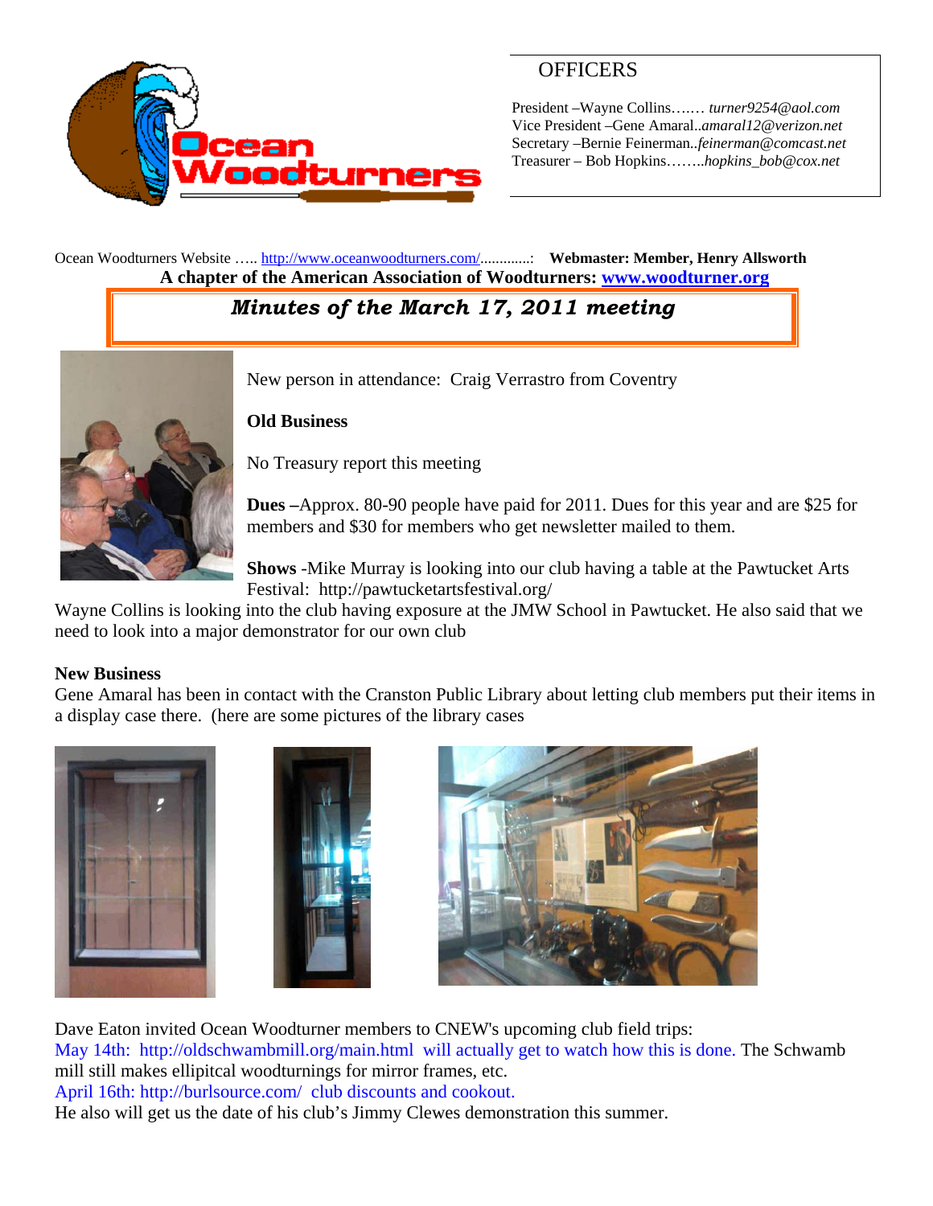## OFFICERS

President –Wayne Collins….… *turner9254@aol.com*
Vice President –Gene Amaral..*amaral12@verizon.net*
Secretary –Bernie Feinerman..*feinerman@comcast.net*
Treasurer – Bob Hopkins……..*hopkins_bob@cox.net*

Ocean Woodturners Website ….. http://www.oceanwoodturners.com/.............: **Webmaster: Member, Henry Allsworth**

**A chapter of the American Association of Woodturners: www.woodturner.org**

# *Minutes of the March 17, 2011 meeting*

New person in attendance: Craig Verrastro from Coventry

**Old Business**

No Treasury report this meeting

**Dues –**Approx. 80-90 people have paid for 2011. Dues for this year and are $25 for members and $30 for members who get newsletter mailed to them.

**Shows** -Mike Murray is looking into our club having a table at the Pawtucket Arts Festival: http://pawtucketartsfestival.org/

Wayne Collins is looking into the club having exposure at the JMW School in Pawtucket. He also said that we need to look into a major demonstrator for our own club

**New Business**

Gene Amaral has been in contact with the Cranston Public Library about letting club members put their items in a display case there. (here are some pictures of the library cases

Dave Eaton invited Ocean Woodturner members to CNEW's upcoming club field trips:

May 14th: http://oldschwambmill.org/main.html will actually get to watch how this is done. The Schwamb mill still makes ellipitcal woodturnings for mirror frames, etc.

April 16th: http://burlsource.com/ club discounts and cookout.

He also will get us the date of his club's Jimmy Clewes demonstration this summer.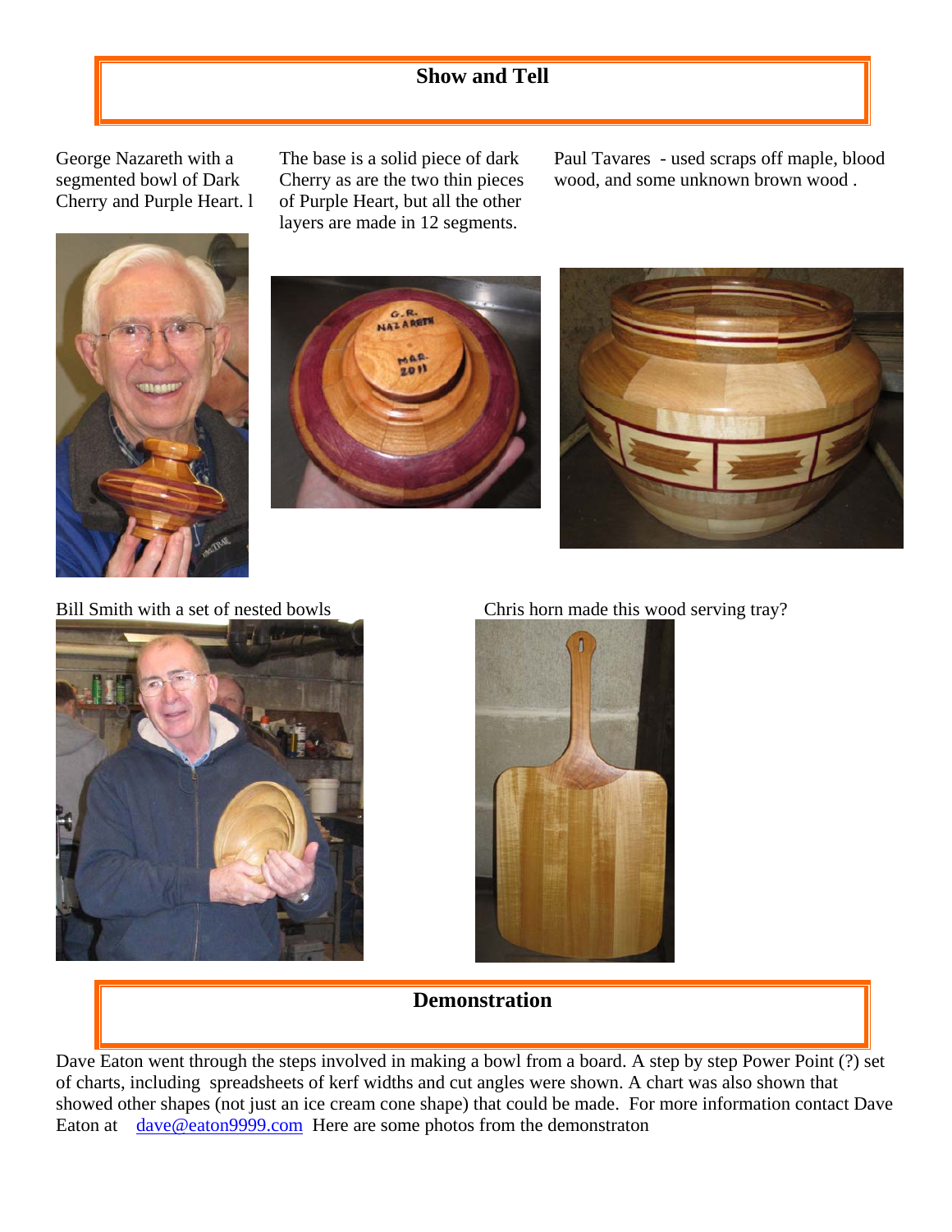## Show and Tell

George Nazareth with a segmented bowl of Dark Cherry and Purple Heart. l

The base is a solid piece of dark Cherry as are the two thin pieces of Purple Heart, but all the other layers are made in 12 segments.

Paul Tavares - used scraps off maple, blood wood, and some unknown brown wood .

Bill Smith with a set of nested bowls

Chris horn made this wood serving tray?

## Demonstration

Dave Eaton went through the steps involved in making a bowl from a board. A step by step Power Point (?) set of charts, including spreadsheets of kerf widths and cut angles were shown. A chart was also shown that showed other shapes (not just an ice cream cone shape) that could be made. For more information contact Dave Eaton at dave@eaton9999.com Here are some photos from the demonstraton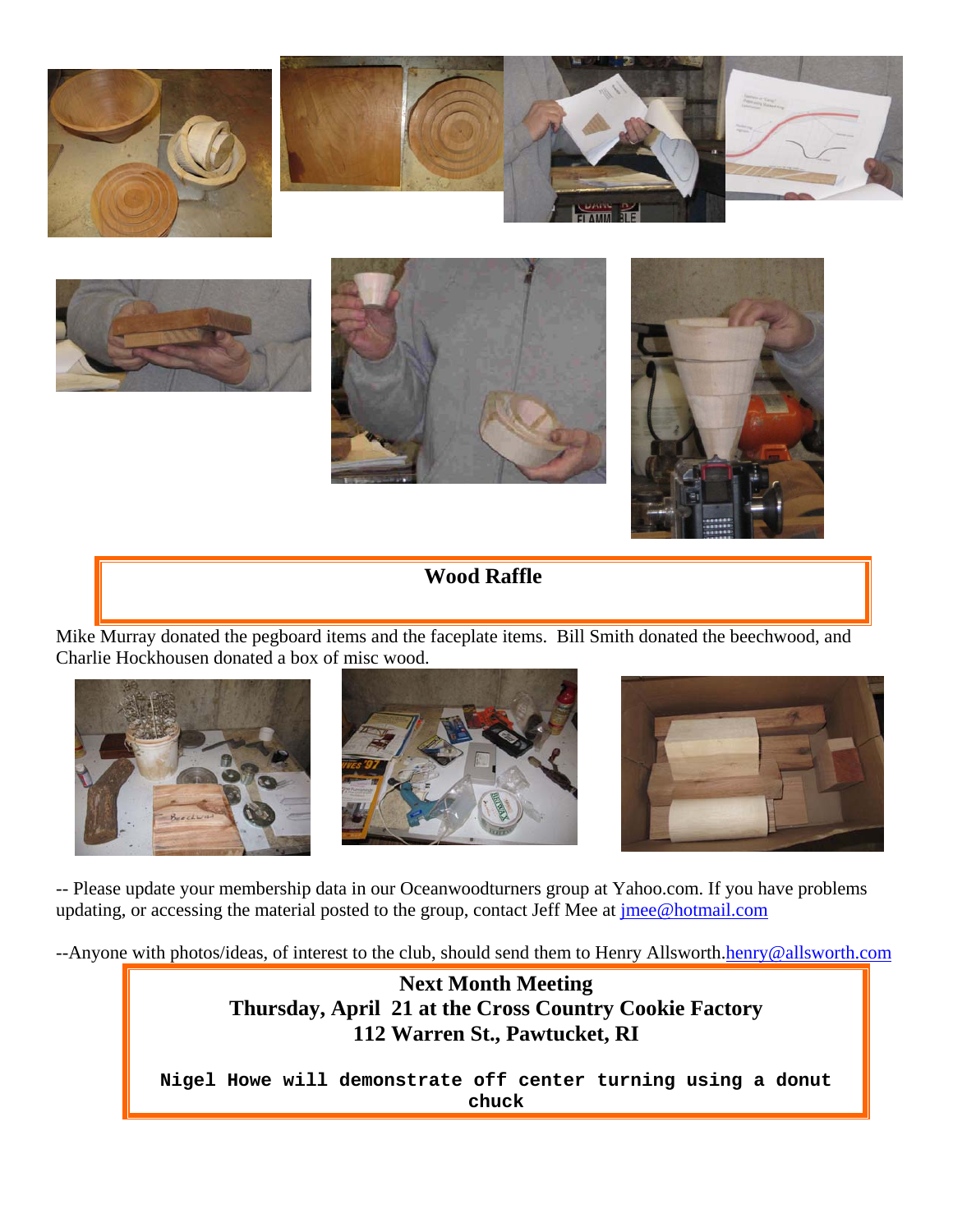## Wood Raffle

Mike Murray donated the pegboard items and the faceplate items. Bill Smith donated the beechwood, and Charlie Hockhousen donated a box of misc wood.

-- Please update your membership data in our Oceanwoodturners group at Yahoo.com. If you have problems updating, or accessing the material posted to the group, contact Jeff Mee at jmee@hotmail.com

--Anyone with photos/ideas, of interest to the club, should send them to Henry Allsworth.henry@allsworth.com

**Next Month Meeting**
**Thursday, April 21 at the Cross Country Cookie Factory**
**112 Warren St., Pawtucket, RI**

**Nigel Howe will demonstrate off center turning using a donut chuck**